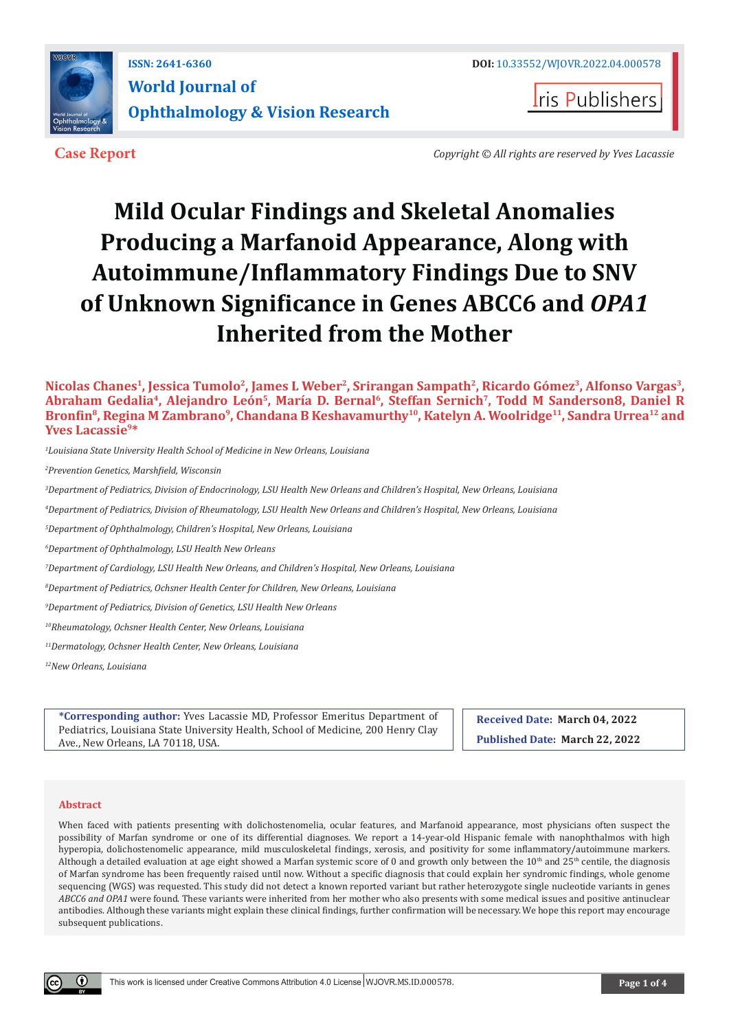ISSN: 2641-6360

DOI: 10.33552/WJOVR.2022.04.000578

**World Journal of Ophthalmology & Vision Research**

Iris Publishers

**Case Report**

*Copyright © All rights are reserved by Yves Lacassie*

# Mild Ocular Findings and Skeletal Anomalies Producing a Marfanoid Appearance, Along with Autoimmune/Inflammatory Findings Due to SNV of Unknown Significance in Genes ABCC6 and *OPA1* Inherited from the Mother

**Nicolas Chanes[1], Jessica Tumolo[2], James L Weber[2], Srirangan Sampath[2], Ricardo Gómez[3], Alfonso Vargas[3], Abraham Gedalia[4], Alejandro León[5], María D. Bernal[6], Steffan Sernich[7], Todd M Sanderson8, Daniel R Bronfin[8], Regina M Zambrano[9], Chandana B Keshavamurthy[10], Katelyn A. Woolridge[11], Sandra Urrea[12] and Yves Lacassie[9]***

*[1]Louisiana State University Health School of Medicine in New Orleans, Louisiana*

*[2]Prevention Genetics, Marshfield, Wisconsin*

*[3]Department of Pediatrics, Division of Endocrinology, LSU Health New Orleans and Children's Hospital, New Orleans, Louisiana*

*[4]Department of Pediatrics, Division of Rheumatology, LSU Health New Orleans and Children's Hospital, New Orleans, Louisiana*

*[5]Department of Ophthalmology, Children's Hospital, New Orleans, Louisiana*

*[6]Department of Ophthalmology, LSU Health New Orleans*

*[7]Department of Cardiology, LSU Health New Orleans, and Children's Hospital, New Orleans, Louisiana*

*[8]Department of Pediatrics, Ochsner Health Center for Children, New Orleans, Louisiana*

*[9]Department of Pediatrics, Division of Genetics, LSU Health New Orleans*

*[10]Rheumatology, Ochsner Health Center, New Orleans, Louisiana*

*[11]Dermatology, Ochsner Health Center, New Orleans, Louisiana*

*[12]New Orleans, Louisiana*

**\*Corresponding author:** Yves Lacassie MD, Professor Emeritus Department of Pediatrics, Louisiana State University Health, School of Medicine, 200 Henry Clay Ave., New Orleans, LA 70118, USA.

**Received Date:** March 04, 2022

**Published Date:** March 22, 2022

## Abstract

When faced with patients presenting with dolichostenomelia, ocular features, and Marfanoid appearance, most physicians often suspect the possibility of Marfan syndrome or one of its differential diagnoses. We report a 14-year-old Hispanic female with nanophthalmos with high hyperopia, dolichostenomelic appearance, mild musculoskeletal findings, xerosis, and positivity for some inflammatory/autoimmune markers. Although a detailed evaluation at age eight showed a Marfan systemic score of 0 and growth only between the 10th and 25th centile, the diagnosis of Marfan syndrome has been frequently raised until now. Without a specific diagnosis that could explain her syndromic findings, whole genome sequencing (WGS) was requested. This study did not detect a known reported variant but rather heterozygote single nucleotide variants in genes *ABCC6 and OPA1* were found. These variants were inherited from her mother who also presents with some medical issues and positive antinuclear antibodies. Although these variants might explain these clinical findings, further confirmation will be necessary. We hope this report may encourage subsequent publications.

This work is licensed under Creative Commons Attribution 4.0 License | WJOVR.MS.ID.000578.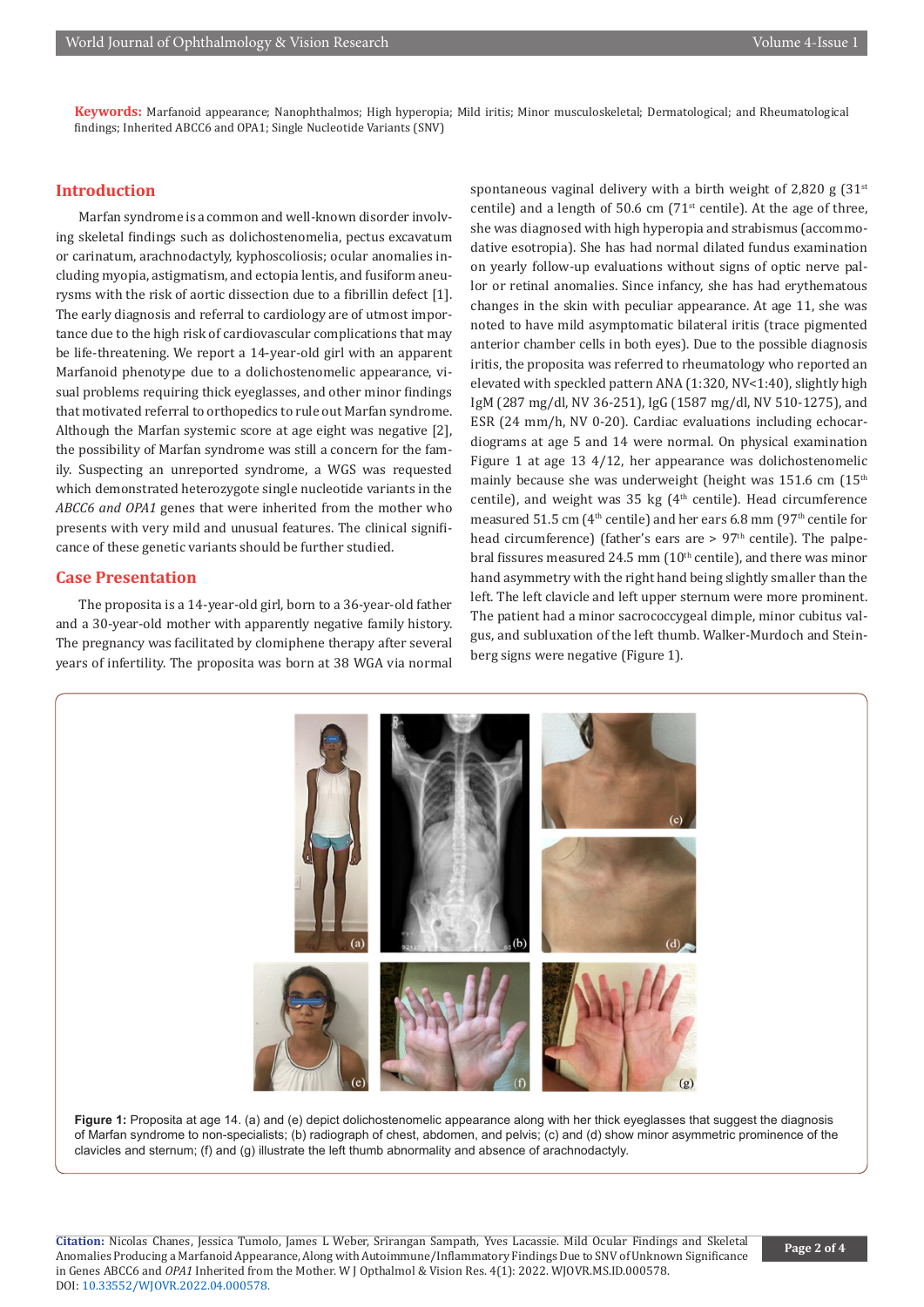**Keywords:** Marfanoid appearance; Nanophthalmos; High hyperopia; Mild iritis; Minor musculoskeletal; Dermatological; and Rheumatological findings; Inherited ABCC6 and OPA1; Single Nucleotide Variants (SNV)

## Introduction

Marfan syndrome is a common and well-known disorder involving skeletal findings such as dolichostenomelia, pectus excavatum or carinatum, arachnodactyly, kyphoscoliosis; ocular anomalies including myopia, astigmatism, and ectopia lentis, and fusiform aneurysms with the risk of aortic dissection due to a fibrillin defect [1]. The early diagnosis and referral to cardiology are of utmost importance due to the high risk of cardiovascular complications that may be life-threatening. We report a 14-year-old girl with an apparent Marfanoid phenotype due to a dolichostenomelic appearance, visual problems requiring thick eyeglasses, and other minor findings that motivated referral to orthopedics to rule out Marfan syndrome. Although the Marfan systemic score at age eight was negative [2], the possibility of Marfan syndrome was still a concern for the family. Suspecting an unreported syndrome, a WGS was requested which demonstrated heterozygote single nucleotide variants in the *ABCC6 and OPA1* genes that were inherited from the mother who presents with very mild and unusual features. The clinical significance of these genetic variants should be further studied.

## Case Presentation

The proposita is a 14-year-old girl, born to a 36-year-old father and a 30-year-old mother with apparently negative family history. The pregnancy was facilitated by clomiphene therapy after several years of infertility. The proposita was born at 38 WGA via normal spontaneous vaginal delivery with a birth weight of 2,820 g (31st centile) and a length of 50.6 cm (71st centile). At the age of three, she was diagnosed with high hyperopia and strabismus (accommodative esotropia). She has had normal dilated fundus examination on yearly follow-up evaluations without signs of optic nerve pallor or retinal anomalies. Since infancy, she has had erythematous changes in the skin with peculiar appearance. At age 11, she was noted to have mild asymptomatic bilateral iritis (trace pigmented anterior chamber cells in both eyes). Due to the possible diagnosis iritis, the proposita was referred to rheumatology who reported an elevated with speckled pattern ANA (1:320, NV<1:40), slightly high IgM (287 mg/dl, NV 36-251), IgG (1587 mg/dl, NV 510-1275), and ESR (24 mm/h, NV 0-20). Cardiac evaluations including echocardiograms at age 5 and 14 were normal. On physical examination Figure 1 at age 13 4/12, her appearance was dolichostenomelic mainly because she was underweight (height was 151.6 cm (15th centile), and weight was 35 kg (4th centile). Head circumference measured 51.5 cm (4th centile) and her ears 6.8 mm (97th centile for head circumference) (father's ears are > 97th centile). The palpebral fissures measured 24.5 mm (10th centile), and there was minor hand asymmetry with the right hand being slightly smaller than the left. The left clavicle and left upper sternum were more prominent. The patient had a minor sacrococcygeal dimple, minor cubitus valgus, and subluxation of the left thumb. Walker-Murdoch and Steinberg signs were negative (Figure 1).

**Figure 1:** Proposita at age 14. (a) and (e) depict dolichostenomelic appearance along with her thick eyeglasses that suggest the diagnosis of Marfan syndrome to non-specialists; (b) radiograph of chest, abdomen, and pelvis; (c) and (d) show minor asymmetric prominence of the clavicles and sternum; (f) and (g) illustrate the left thumb abnormality and absence of arachnodactyly.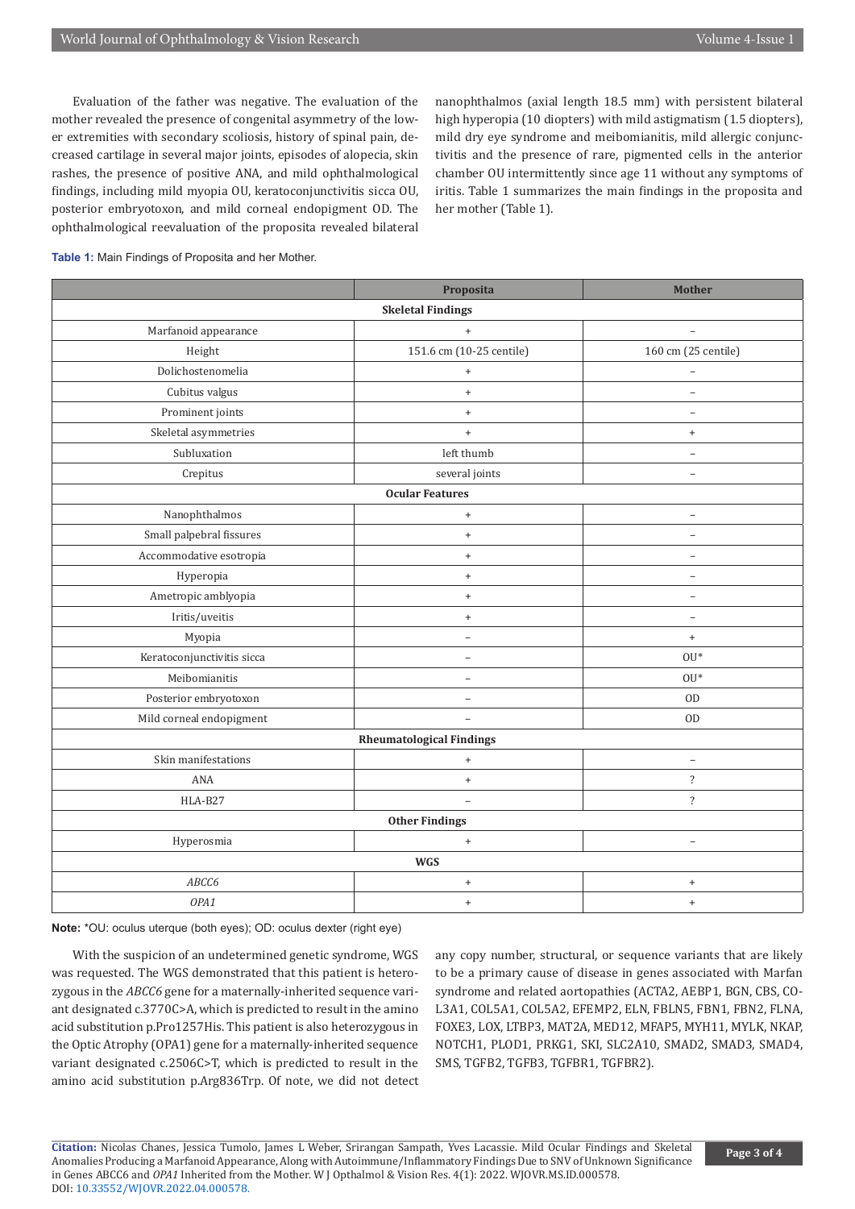Evaluation of the father was negative. The evaluation of the mother revealed the presence of congenital asymmetry of the lower extremities with secondary scoliosis, history of spinal pain, decreased cartilage in several major joints, episodes of alopecia, skin rashes, the presence of positive ANA, and mild ophthalmological findings, including mild myopia OU, keratoconjunctivitis sicca OU, posterior embryotoxon, and mild corneal endopigment OD. The ophthalmological reevaluation of the proposita revealed bilateral nanophthalmos (axial length 18.5 mm) with persistent bilateral high hyperopia (10 diopters) with mild astigmatism (1.5 diopters), mild dry eye syndrome and meibomianitis, mild allergic conjunctivitis and the presence of rare, pigmented cells in the anterior chamber OU intermittently since age 11 without any symptoms of iritis. Table 1 summarizes the main findings in the proposita and her mother (Table 1).

**Table 1:** Main Findings of Proposita and her Mother.

| | Proposita | Mother |
|---|---|---|
| **Skeletal Findings** | | |
| Marfanoid appearance | + | – |
| Height | 151.6 cm (10-25 centile) | 160 cm (25 centile) |
| Dolichostenomelia | + | – |
| Cubitus valgus | + | – |
| Prominent joints | + | – |
| Skeletal asymmetries | + | + |
| Subluxation | left thumb | – |
| Crepitus | several joints | – |
| **Ocular Features** | | |
| Nanophthalmos | + | – |
| Small palpebral fissures | + | – |
| Accommodative esotropia | + | – |
| Hyperopia | + | – |
| Ametropic amblyopia | + | – |
| Iritis/uveitis | + | – |
| Myopia | – | + |
| Keratoconjunctivitis sicca | – | OU* |
| Meibomianitis | – | OU* |
| Posterior embryotoxon | – | OD |
| Mild corneal endopigment | – | OD |
| **Rheumatological Findings** | | |
| Skin manifestations | + | – |
| ANA | + | ? |
| HLA-B27 | – | ? |
| **Other Findings** | | |
| Hyperosmia | + | – |
| **WGS** | | |
| *ABCC6* | + | + |
| *OPA1* | + | + |

**Note:** *OU: oculus uterque (both eyes); OD: oculus dexter (right eye)

With the suspicion of an undetermined genetic syndrome, WGS was requested. The WGS demonstrated that this patient is heterozygous in the *ABCC6* gene for a maternally-inherited sequence variant designated c.3770C>A, which is predicted to result in the amino acid substitution p.Pro1257His. This patient is also heterozygous in the Optic Atrophy (OPA1) gene for a maternally-inherited sequence variant designated c.2506C>T, which is predicted to result in the amino acid substitution p.Arg836Trp. Of note, we did not detect any copy number, structural, or sequence variants that are likely to be a primary cause of disease in genes associated with Marfan syndrome and related aortopathies (ACTA2, AEBP1, BGN, CBS, COL3A1, COL5A1, COL5A2, EFEMP2, ELN, FBLN5, FBN1, FBN2, FLNA, FOXE3, LOX, LTBP3, MAT2A, MED12, MFAP5, MYH11, MYLK, NKAP, NOTCH1, PLOD1, PRKG1, SKI, SLC2A10, SMAD2, SMAD3, SMAD4, SMS, TGFB2, TGFB3, TGFBR1, TGFBR2).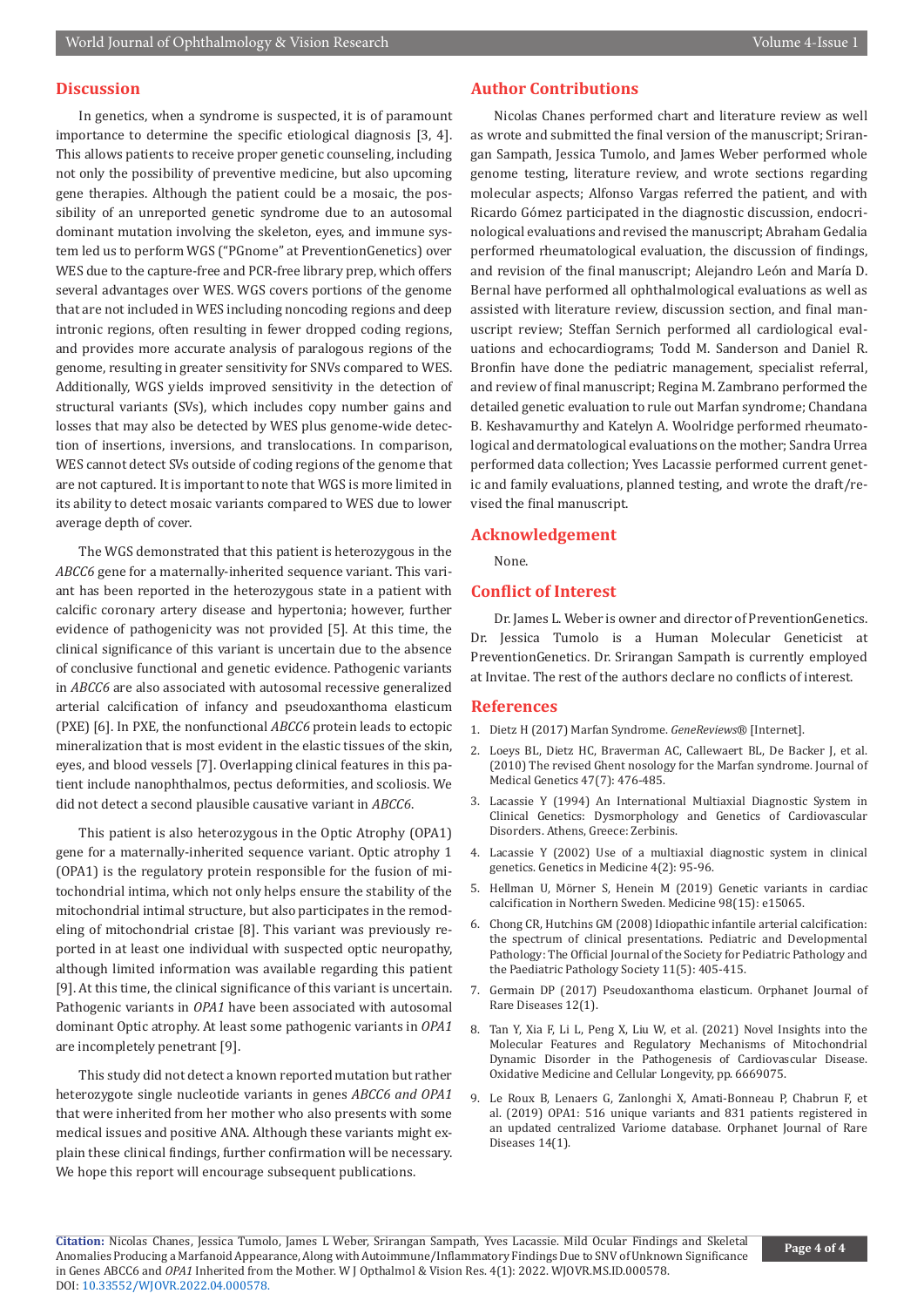## Discussion

In genetics, when a syndrome is suspected, it is of paramount importance to determine the specific etiological diagnosis [3, 4]. This allows patients to receive proper genetic counseling, including not only the possibility of preventive medicine, but also upcoming gene therapies. Although the patient could be a mosaic, the possibility of an unreported genetic syndrome due to an autosomal dominant mutation involving the skeleton, eyes, and immune system led us to perform WGS ("PGnome" at PreventionGenetics) over WES due to the capture-free and PCR-free library prep, which offers several advantages over WES. WGS covers portions of the genome that are not included in WES including noncoding regions and deep intronic regions, often resulting in fewer dropped coding regions, and provides more accurate analysis of paralogous regions of the genome, resulting in greater sensitivity for SNVs compared to WES. Additionally, WGS yields improved sensitivity in the detection of structural variants (SVs), which includes copy number gains and losses that may also be detected by WES plus genome-wide detection of insertions, inversions, and translocations. In comparison, WES cannot detect SVs outside of coding regions of the genome that are not captured. It is important to note that WGS is more limited in its ability to detect mosaic variants compared to WES due to lower average depth of cover.

The WGS demonstrated that this patient is heterozygous in the *ABCC6* gene for a maternally-inherited sequence variant. This variant has been reported in the heterozygous state in a patient with calcific coronary artery disease and hypertonia; however, further evidence of pathogenicity was not provided [5]. At this time, the clinical significance of this variant is uncertain due to the absence of conclusive functional and genetic evidence. Pathogenic variants in *ABCC6* are also associated with autosomal recessive generalized arterial calcification of infancy and pseudoxanthoma elasticum (PXE) [6]. In PXE, the nonfunctional *ABCC6* protein leads to ectopic mineralization that is most evident in the elastic tissues of the skin, eyes, and blood vessels [7]. Overlapping clinical features in this patient include nanophthalmos, pectus deformities, and scoliosis. We did not detect a second plausible causative variant in *ABCC6*.

This patient is also heterozygous in the Optic Atrophy (OPA1) gene for a maternally-inherited sequence variant. Optic atrophy 1 (OPA1) is the regulatory protein responsible for the fusion of mitochondrial intima, which not only helps ensure the stability of the mitochondrial intimal structure, but also participates in the remodeling of mitochondrial cristae [8]. This variant was previously reported in at least one individual with suspected optic neuropathy, although limited information was available regarding this patient [9]. At this time, the clinical significance of this variant is uncertain. Pathogenic variants in *OPA1* have been associated with autosomal dominant Optic atrophy. At least some pathogenic variants in *OPA1* are incompletely penetrant [9].

This study did not detect a known reported mutation but rather heterozygote single nucleotide variants in genes *ABCC6 and OPA1* that were inherited from her mother who also presents with some medical issues and positive ANA. Although these variants might explain these clinical findings, further confirmation will be necessary. We hope this report will encourage subsequent publications.

## Author Contributions

Nicolas Chanes performed chart and literature review as well as wrote and submitted the final version of the manuscript; Srirangan Sampath, Jessica Tumolo, and James Weber performed whole genome testing, literature review, and wrote sections regarding molecular aspects; Alfonso Vargas referred the patient, and with Ricardo Gómez participated in the diagnostic discussion, endocrinological evaluations and revised the manuscript; Abraham Gedalia performed rheumatological evaluation, the discussion of findings, and revision of the final manuscript; Alejandro León and María D. Bernal have performed all ophthalmological evaluations as well as assisted with literature review, discussion section, and final manuscript review; Steffan Sernich performed all cardiological evaluations and echocardiograms; Todd M. Sanderson and Daniel R. Bronfin have done the pediatric management, specialist referral, and review of final manuscript; Regina M. Zambrano performed the detailed genetic evaluation to rule out Marfan syndrome; Chandana B. Keshavamurthy and Katelyn A. Woolridge performed rheumatological and dermatological evaluations on the mother; Sandra Urrea performed data collection; Yves Lacassie performed current genetic and family evaluations, planned testing, and wrote the draft/revised the final manuscript.

## Acknowledgement

None.

## Conflict of Interest

Dr. James L. Weber is owner and director of PreventionGenetics. Dr. Jessica Tumolo is a Human Molecular Geneticist at PreventionGenetics. Dr. Srirangan Sampath is currently employed at Invitae. The rest of the authors declare no conflicts of interest.

## References

1. Dietz H (2017) Marfan Syndrome. *GeneReviews*® [Internet].
2. Loeys BL, Dietz HC, Braverman AC, Callewaert BL, De Backer J, et al. (2010) The revised Ghent nosology for the Marfan syndrome. Journal of Medical Genetics 47(7): 476-485.
3. Lacassie Y (1994) An International Multiaxial Diagnostic System in Clinical Genetics: Dysmorphology and Genetics of Cardiovascular Disorders. Athens, Greece: Zerbinis.
4. Lacassie Y (2002) Use of a multiaxial diagnostic system in clinical genetics. Genetics in Medicine 4(2): 95-96.
5. Hellman U, Mörner S, Henein M (2019) Genetic variants in cardiac calcification in Northern Sweden. Medicine 98(15): e15065.
6. Chong CR, Hutchins GM (2008) Idiopathic infantile arterial calcification: the spectrum of clinical presentations. Pediatric and Developmental Pathology: The Official Journal of the Society for Pediatric Pathology and the Paediatric Pathology Society 11(5): 405-415.
7. Germain DP (2017) Pseudoxanthoma elasticum. Orphanet Journal of Rare Diseases 12(1).
8. Tan Y, Xia F, Li L, Peng X, Liu W, et al. (2021) Novel Insights into the Molecular Features and Regulatory Mechanisms of Mitochondrial Dynamic Disorder in the Pathogenesis of Cardiovascular Disease. Oxidative Medicine and Cellular Longevity, pp. 6669075.
9. Le Roux B, Lenaers G, Zanlonghi X, Amati-Bonneau P, Chabrun F, et al. (2019) OPA1: 516 unique variants and 831 patients registered in an updated centralized Variome database. Orphanet Journal of Rare Diseases 14(1).

**Citation:** Nicolas Chanes, Jessica Tumolo, James L Weber, Srirangan Sampath, Yves Lacassie. Mild Ocular Findings and Skeletal Anomalies Producing a Marfanoid Appearance, Along with Autoimmune/Inflammatory Findings Due to SNV of Unknown Significance in Genes ABCC6 and *OPA1* Inherited from the Mother. W J Opthalmol & Vision Res. 4(1): 2022. WJOVR.MS.ID.000578. DOI: 10.33552/WJOVR.2022.04.000578.